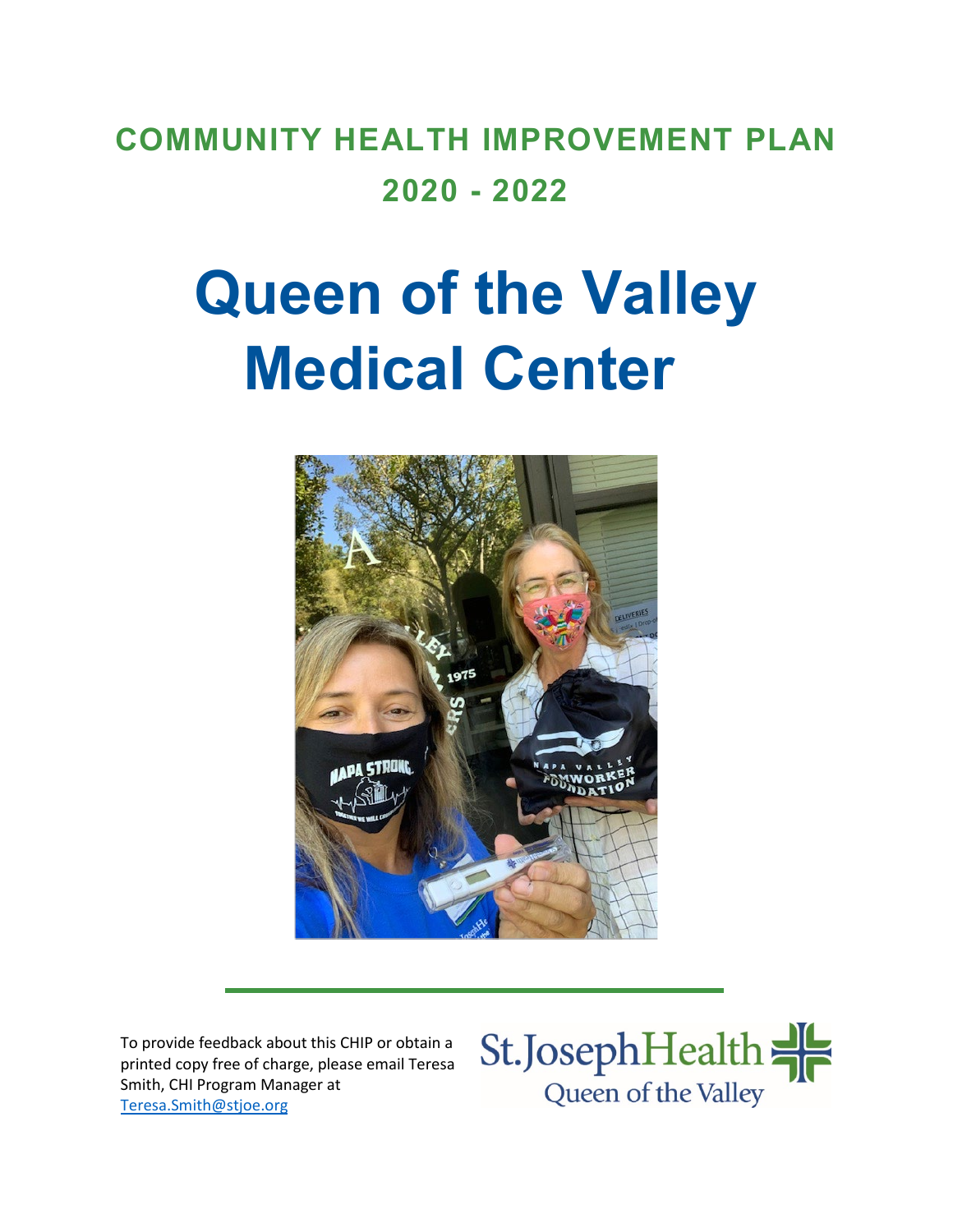# COMMUNITY HEALTH IMPROVEMENT PLAN 2020 - 2022

# Queen of the Valley Medical Center

To provide feedback about this CHIP or obtain a printed copy free of charge, please email Teresa Smith, CHI Program Manager at [Teresa.Smith@stjoe.org](mailto:Teresa.Smith@stjoe.org)

St. Joseph Health
Queen of the Valley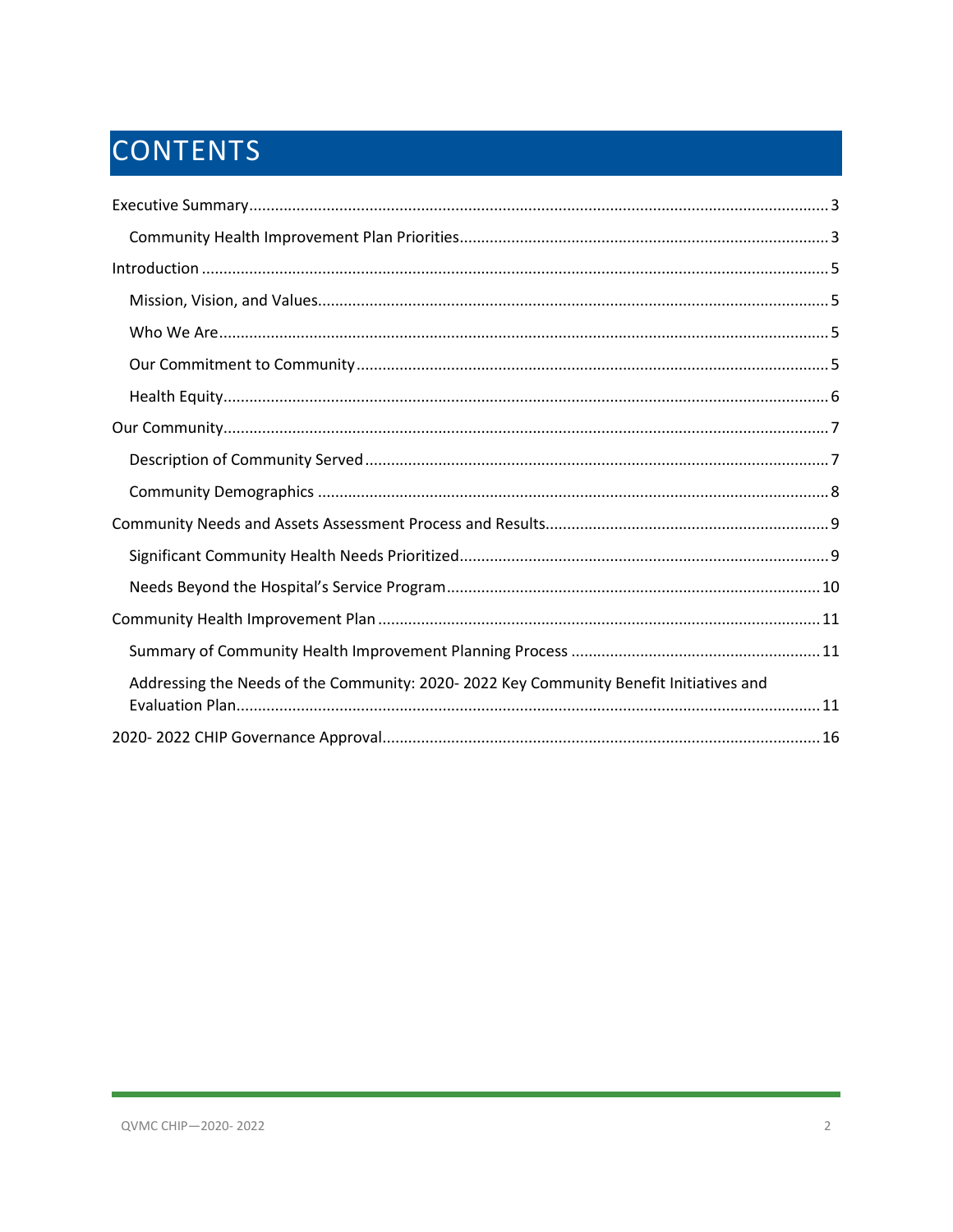# CONTENTS

Executive Summary .......... 3

- Community Health Improvement Plan Priorities .......... 3

Introduction .......... 5

- Mission, Vision, and Values .......... 5
- Who We Are .......... 5
- Our Commitment to Community .......... 5
- Health Equity .......... 6

Our Community .......... 7

- Description of Community Served .......... 7
- Community Demographics .......... 8

Community Needs and Assets Assessment Process and Results .......... 9

- Significant Community Health Needs Prioritized .......... 9
- Needs Beyond the Hospital's Service Program .......... 10

Community Health Improvement Plan .......... 11

- Summary of Community Health Improvement Planning Process .......... 11
- Addressing the Needs of the Community: 2020- 2022 Key Community Benefit Initiatives and Evaluation Plan .......... 11

2020- 2022 CHIP Governance Approval .......... 16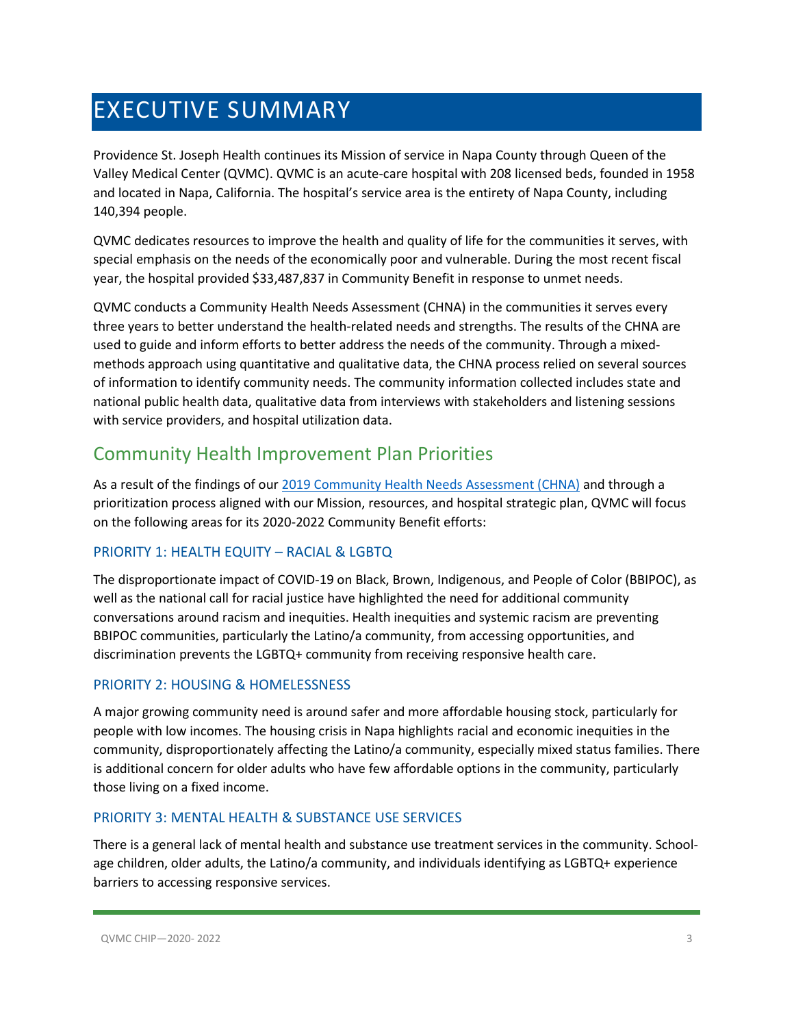# EXECUTIVE SUMMARY

Providence St. Joseph Health continues its Mission of service in Napa County through Queen of the Valley Medical Center (QVMC). QVMC is an acute-care hospital with 208 licensed beds, founded in 1958 and located in Napa, California. The hospital's service area is the entirety of Napa County, including 140,394 people.

QVMC dedicates resources to improve the health and quality of life for the communities it serves, with special emphasis on the needs of the economically poor and vulnerable. During the most recent fiscal year, the hospital provided $33,487,837 in Community Benefit in response to unmet needs.

QVMC conducts a Community Health Needs Assessment (CHNA) in the communities it serves every three years to better understand the health-related needs and strengths. The results of the CHNA are used to guide and inform efforts to better address the needs of the community. Through a mixed-methods approach using quantitative and qualitative data, the CHNA process relied on several sources of information to identify community needs. The community information collected includes state and national public health data, qualitative data from interviews with stakeholders and listening sessions with service providers, and hospital utilization data.

## Community Health Improvement Plan Priorities

As a result of the findings of our 2019 Community Health Needs Assessment (CHNA) and through a prioritization process aligned with our Mission, resources, and hospital strategic plan, QVMC will focus on the following areas for its 2020-2022 Community Benefit efforts:

### PRIORITY 1: HEALTH EQUITY – RACIAL & LGBTQ

The disproportionate impact of COVID-19 on Black, Brown, Indigenous, and People of Color (BBIPOC), as well as the national call for racial justice have highlighted the need for additional community conversations around racism and inequities. Health inequities and systemic racism are preventing BBIPOC communities, particularly the Latino/a community, from accessing opportunities, and discrimination prevents the LGBTQ+ community from receiving responsive health care.

### PRIORITY 2: HOUSING & HOMELESSNESS

A major growing community need is around safer and more affordable housing stock, particularly for people with low incomes. The housing crisis in Napa highlights racial and economic inequities in the community, disproportionately affecting the Latino/a community, especially mixed status families. There is additional concern for older adults who have few affordable options in the community, particularly those living on a fixed income.

### PRIORITY 3: MENTAL HEALTH & SUBSTANCE USE SERVICES

There is a general lack of mental health and substance use treatment services in the community. School-age children, older adults, the Latino/a community, and individuals identifying as LGBTQ+ experience barriers to accessing responsive services.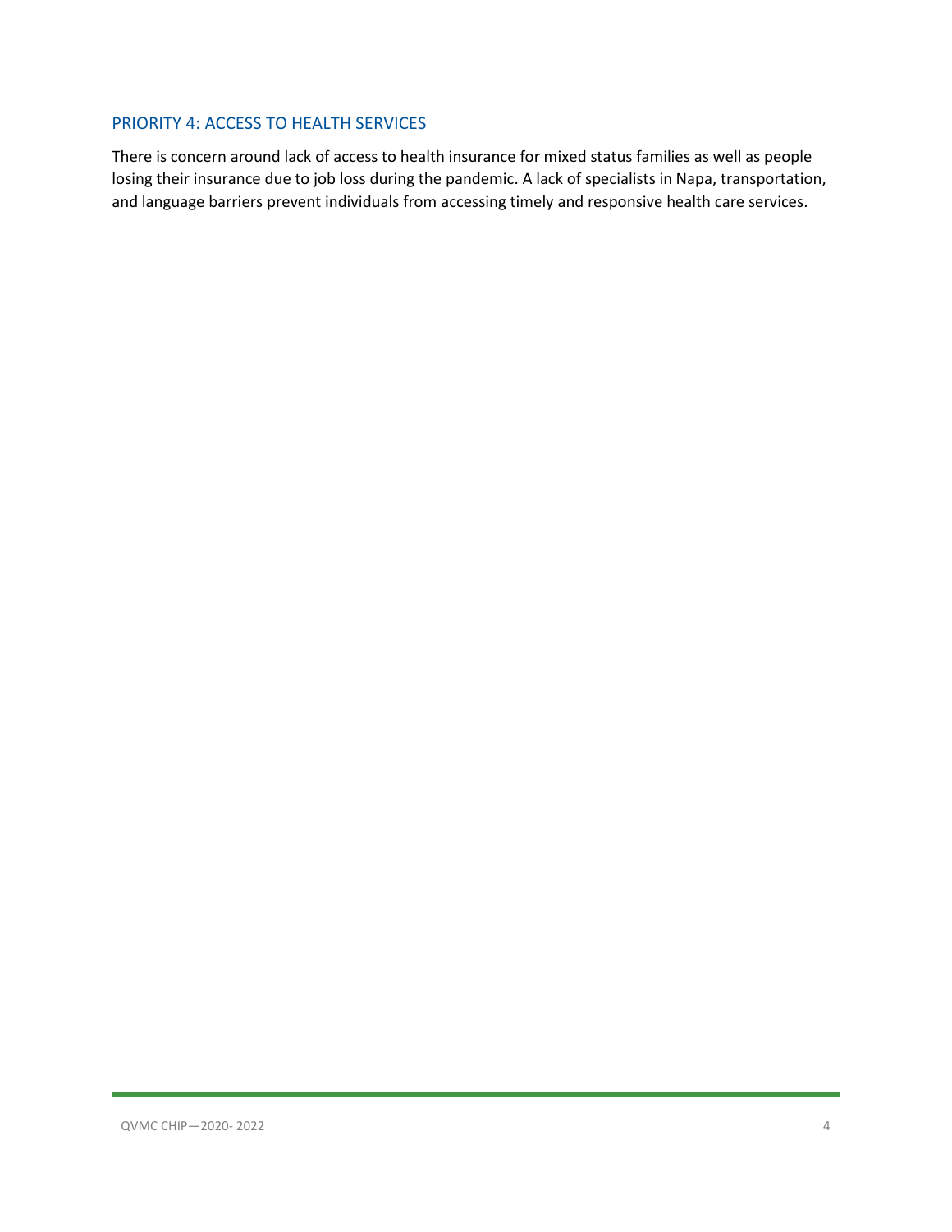## PRIORITY 4: ACCESS TO HEALTH SERVICES

There is concern around lack of access to health insurance for mixed status families as well as people losing their insurance due to job loss during the pandemic. A lack of specialists in Napa, transportation, and language barriers prevent individuals from accessing timely and responsive health care services.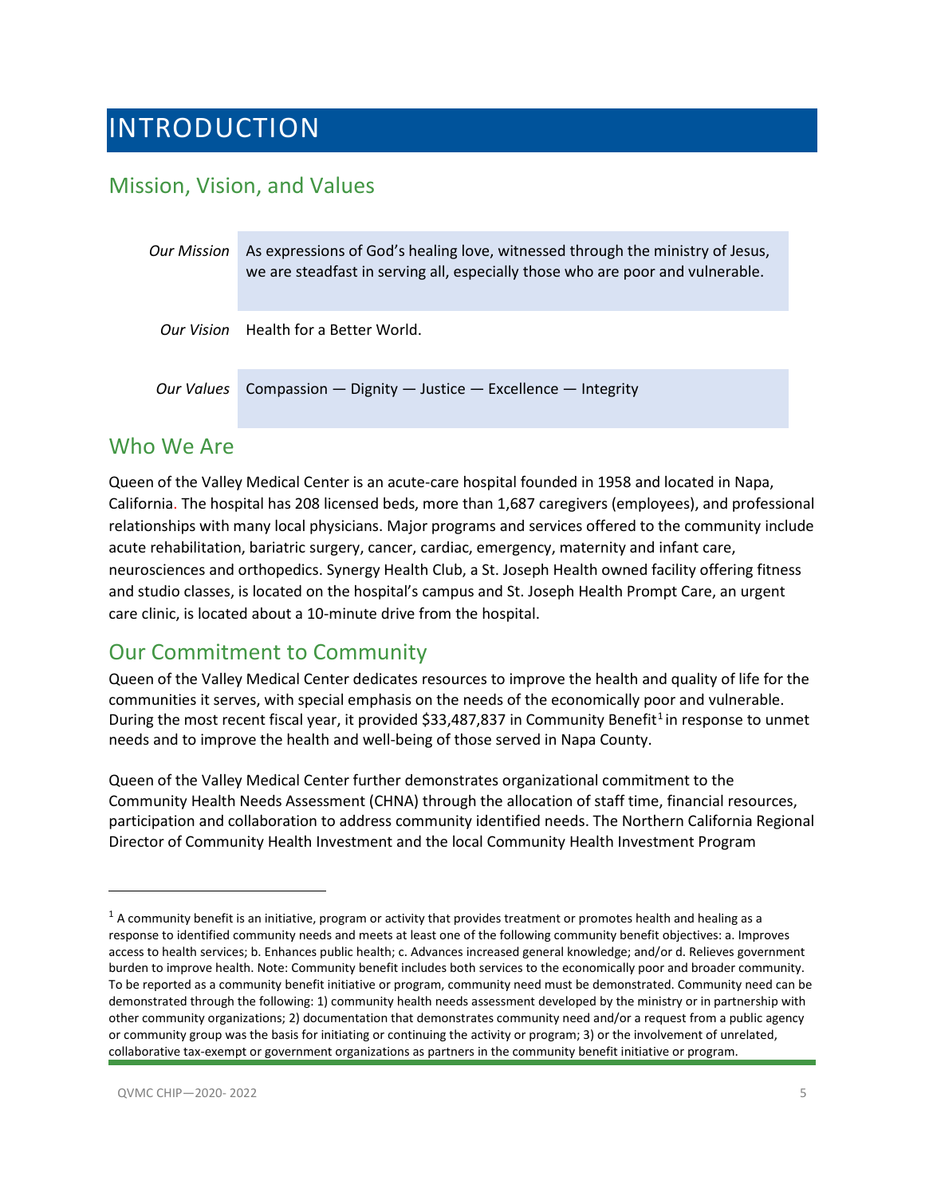# INTRODUCTION

## Mission, Vision, and Values

| | |
|---|---|
| *Our Mission* | As expressions of God's healing love, witnessed through the ministry of Jesus, we are steadfast in serving all, especially those who are poor and vulnerable. |
| *Our Vision* | Health for a Better World. |
| *Our Values* | Compassion — Dignity — Justice — Excellence — Integrity |

## Who We Are

Queen of the Valley Medical Center is an acute-care hospital founded in 1958 and located in Napa, California. The hospital has 208 licensed beds, more than 1,687 caregivers (employees), and professional relationships with many local physicians. Major programs and services offered to the community include acute rehabilitation, bariatric surgery, cancer, cardiac, emergency, maternity and infant care, neurosciences and orthopedics. Synergy Health Club, a St. Joseph Health owned facility offering fitness and studio classes, is located on the hospital's campus and St. Joseph Health Prompt Care, an urgent care clinic, is located about a 10-minute drive from the hospital.

## Our Commitment to Community

Queen of the Valley Medical Center dedicates resources to improve the health and quality of life for the communities it serves, with special emphasis on the needs of the economically poor and vulnerable. During the most recent fiscal year, it provided $33,487,837 in Community Benefit[1] in response to unmet needs and to improve the health and well-being of those served in Napa County.

Queen of the Valley Medical Center further demonstrates organizational commitment to the Community Health Needs Assessment (CHNA) through the allocation of staff time, financial resources, participation and collaboration to address community identified needs. The Northern California Regional Director of Community Health Investment and the local Community Health Investment Program

---

[1] A community benefit is an initiative, program or activity that provides treatment or promotes health and healing as a response to identified community needs and meets at least one of the following community benefit objectives: a. Improves access to health services; b. Enhances public health; c. Advances increased general knowledge; and/or d. Relieves government burden to improve health. Note: Community benefit includes both services to the economically poor and broader community. To be reported as a community benefit initiative or program, community need must be demonstrated. Community need can be demonstrated through the following: 1) community health needs assessment developed by the ministry or in partnership with other community organizations; 2) documentation that demonstrates community need and/or a request from a public agency or community group was the basis for initiating or continuing the activity or program; 3) or the involvement of unrelated, collaborative tax-exempt or government organizations as partners in the community benefit initiative or program.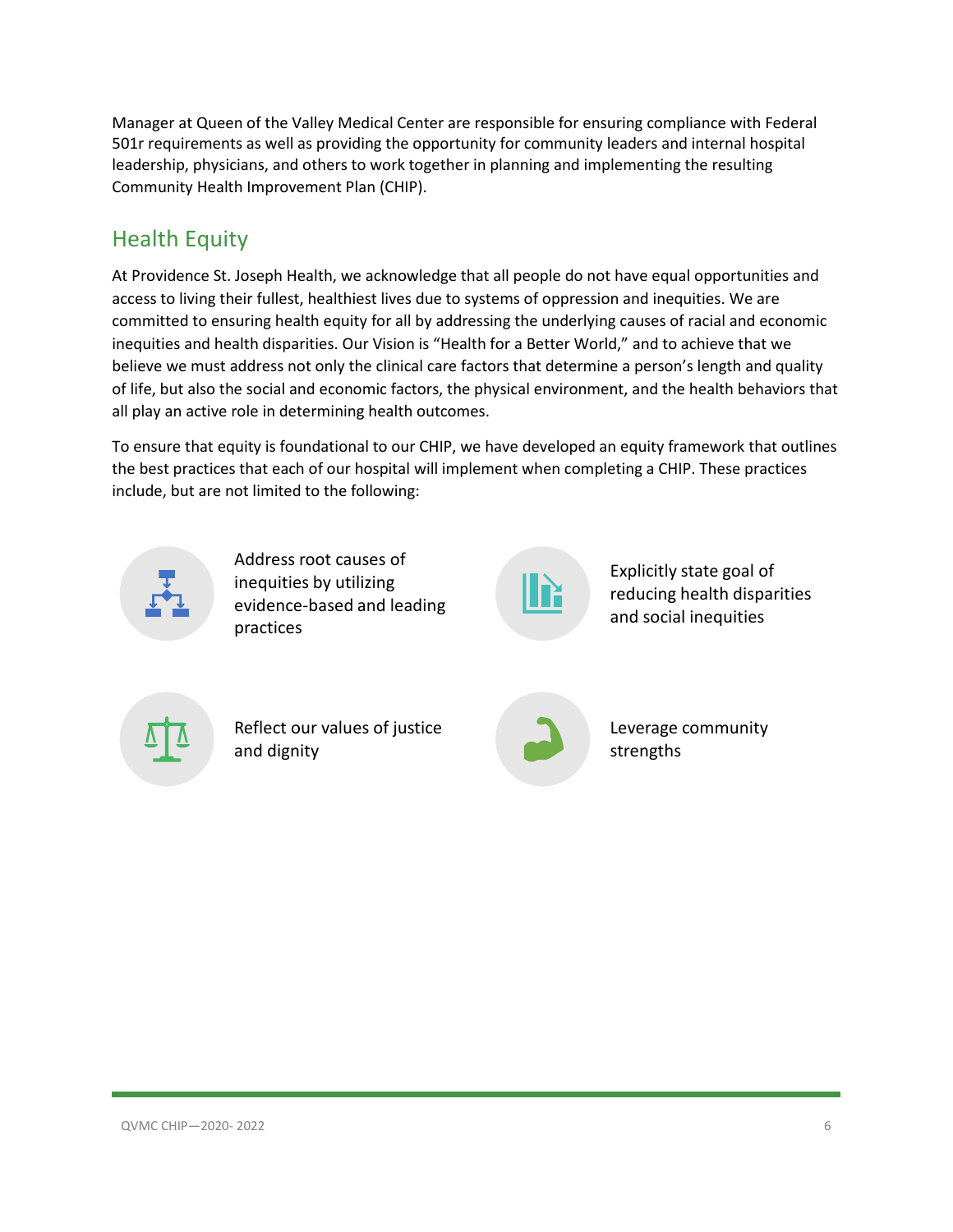Manager at Queen of the Valley Medical Center are responsible for ensuring compliance with Federal 501r requirements as well as providing the opportunity for community leaders and internal hospital leadership, physicians, and others to work together in planning and implementing the resulting Community Health Improvement Plan (CHIP).

## Health Equity

At Providence St. Joseph Health, we acknowledge that all people do not have equal opportunities and access to living their fullest, healthiest lives due to systems of oppression and inequities. We are committed to ensuring health equity for all by addressing the underlying causes of racial and economic inequities and health disparities. Our Vision is "Health for a Better World," and to achieve that we believe we must address not only the clinical care factors that determine a person's length and quality of life, but also the social and economic factors, the physical environment, and the health behaviors that all play an active role in determining health outcomes.

To ensure that equity is foundational to our CHIP, we have developed an equity framework that outlines the best practices that each of our hospital will implement when completing a CHIP. These practices include, but are not limited to the following:

- Address root causes of inequities by utilizing evidence-based and leading practices
- Explicitly state goal of reducing health disparities and social inequities
- Reflect our values of justice and dignity
- Leverage community strengths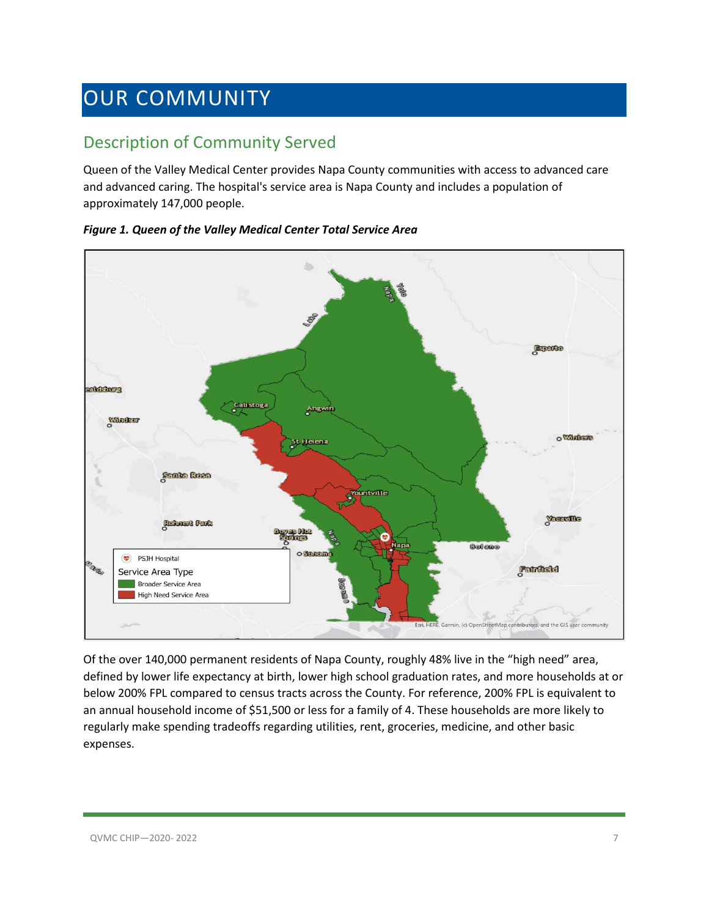# OUR COMMUNITY

## Description of Community Served

Queen of the Valley Medical Center provides Napa County communities with access to advanced care and advanced caring. The hospital's service area is Napa County and includes a population of approximately 147,000 people.

***Figure 1. Queen of the Valley Medical Center Total Service Area***

Of the over 140,000 permanent residents of Napa County, roughly 48% live in the "high need" area, defined by lower life expectancy at birth, lower high school graduation rates, and more households at or below 200% FPL compared to census tracts across the County. For reference, 200% FPL is equivalent to an annual household income of $51,500 or less for a family of 4. These households are more likely to regularly make spending tradeoffs regarding utilities, rent, groceries, medicine, and other basic expenses.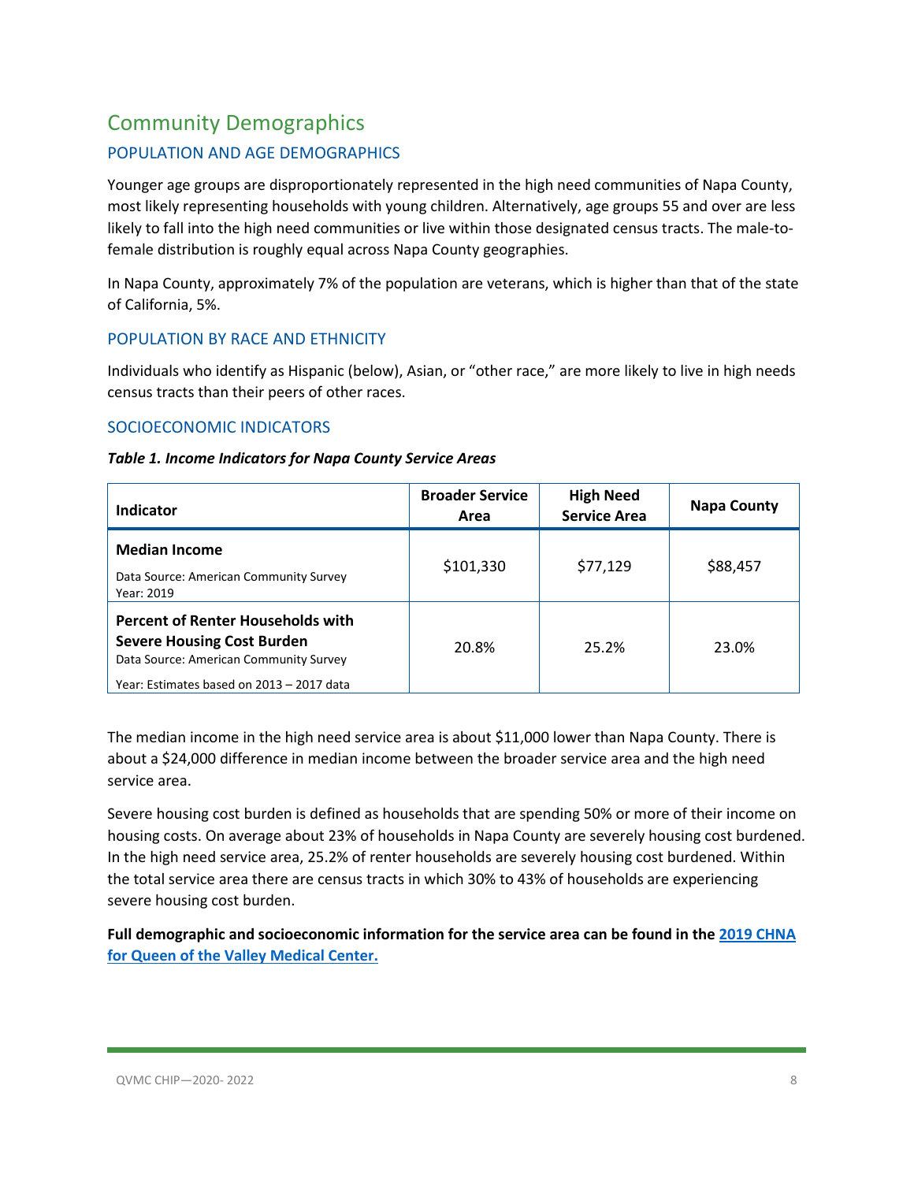## Community Demographics

### POPULATION AND AGE DEMOGRAPHICS

Younger age groups are disproportionately represented in the high need communities of Napa County, most likely representing households with young children. Alternatively, age groups 55 and over are less likely to fall into the high need communities or live within those designated census tracts. The male-to-female distribution is roughly equal across Napa County geographies.

In Napa County, approximately 7% of the population are veterans, which is higher than that of the state of California, 5%.

### POPULATION BY RACE AND ETHNICITY

Individuals who identify as Hispanic (below), Asian, or "other race," are more likely to live in high needs census tracts than their peers of other races.

### SOCIOECONOMIC INDICATORS

***Table 1. Income Indicators for Napa County Service Areas***

| Indicator | Broader Service Area | High Need Service Area | Napa County |
|---|---|---|---|
| **Median Income**<br>Data Source: American Community Survey<br>Year: 2019 | $101,330 | $77,129 | $88,457 |
| **Percent of Renter Households with Severe Housing Cost Burden**<br>Data Source: American Community Survey<br>Year: Estimates based on 2013 – 2017 data | 20.8% | 25.2% | 23.0% |

The median income in the high need service area is about $11,000 lower than Napa County. There is about a $24,000 difference in median income between the broader service area and the high need service area.

Severe housing cost burden is defined as households that are spending 50% or more of their income on housing costs. On average about 23% of households in Napa County are severely housing cost burdened. In the high need service area, 25.2% of renter households are severely housing cost burdened. Within the total service area there are census tracts in which 30% to 43% of households are experiencing severe housing cost burden.

**Full demographic and socioeconomic information for the service area can be found in the 2019 CHNA for Queen of the Valley Medical Center.**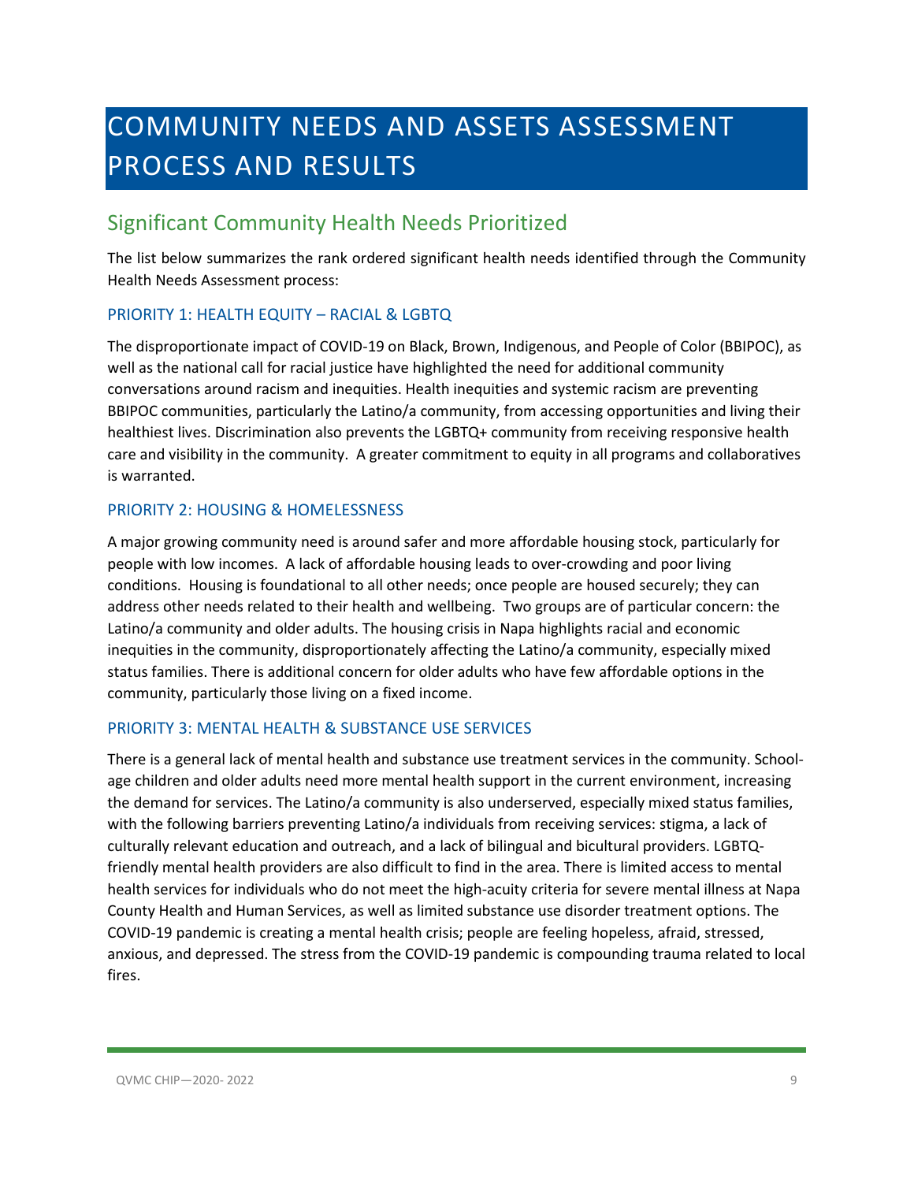# COMMUNITY NEEDS AND ASSETS ASSESSMENT PROCESS AND RESULTS

## Significant Community Health Needs Prioritized

The list below summarizes the rank ordered significant health needs identified through the Community Health Needs Assessment process:

### PRIORITY 1: HEALTH EQUITY – RACIAL & LGBTQ

The disproportionate impact of COVID-19 on Black, Brown, Indigenous, and People of Color (BBIPOC), as well as the national call for racial justice have highlighted the need for additional community conversations around racism and inequities. Health inequities and systemic racism are preventing BBIPOC communities, particularly the Latino/a community, from accessing opportunities and living their healthiest lives. Discrimination also prevents the LGBTQ+ community from receiving responsive health care and visibility in the community. A greater commitment to equity in all programs and collaboratives is warranted.

### PRIORITY 2: HOUSING & HOMELESSNESS

A major growing community need is around safer and more affordable housing stock, particularly for people with low incomes. A lack of affordable housing leads to over-crowding and poor living conditions. Housing is foundational to all other needs; once people are housed securely; they can address other needs related to their health and wellbeing. Two groups are of particular concern: the Latino/a community and older adults. The housing crisis in Napa highlights racial and economic inequities in the community, disproportionately affecting the Latino/a community, especially mixed status families. There is additional concern for older adults who have few affordable options in the community, particularly those living on a fixed income.

### PRIORITY 3: MENTAL HEALTH & SUBSTANCE USE SERVICES

There is a general lack of mental health and substance use treatment services in the community. School-age children and older adults need more mental health support in the current environment, increasing the demand for services. The Latino/a community is also underserved, especially mixed status families, with the following barriers preventing Latino/a individuals from receiving services: stigma, a lack of culturally relevant education and outreach, and a lack of bilingual and bicultural providers. LGBTQ-friendly mental health providers are also difficult to find in the area. There is limited access to mental health services for individuals who do not meet the high-acuity criteria for severe mental illness at Napa County Health and Human Services, as well as limited substance use disorder treatment options. The COVID-19 pandemic is creating a mental health crisis; people are feeling hopeless, afraid, stressed, anxious, and depressed. The stress from the COVID-19 pandemic is compounding trauma related to local fires.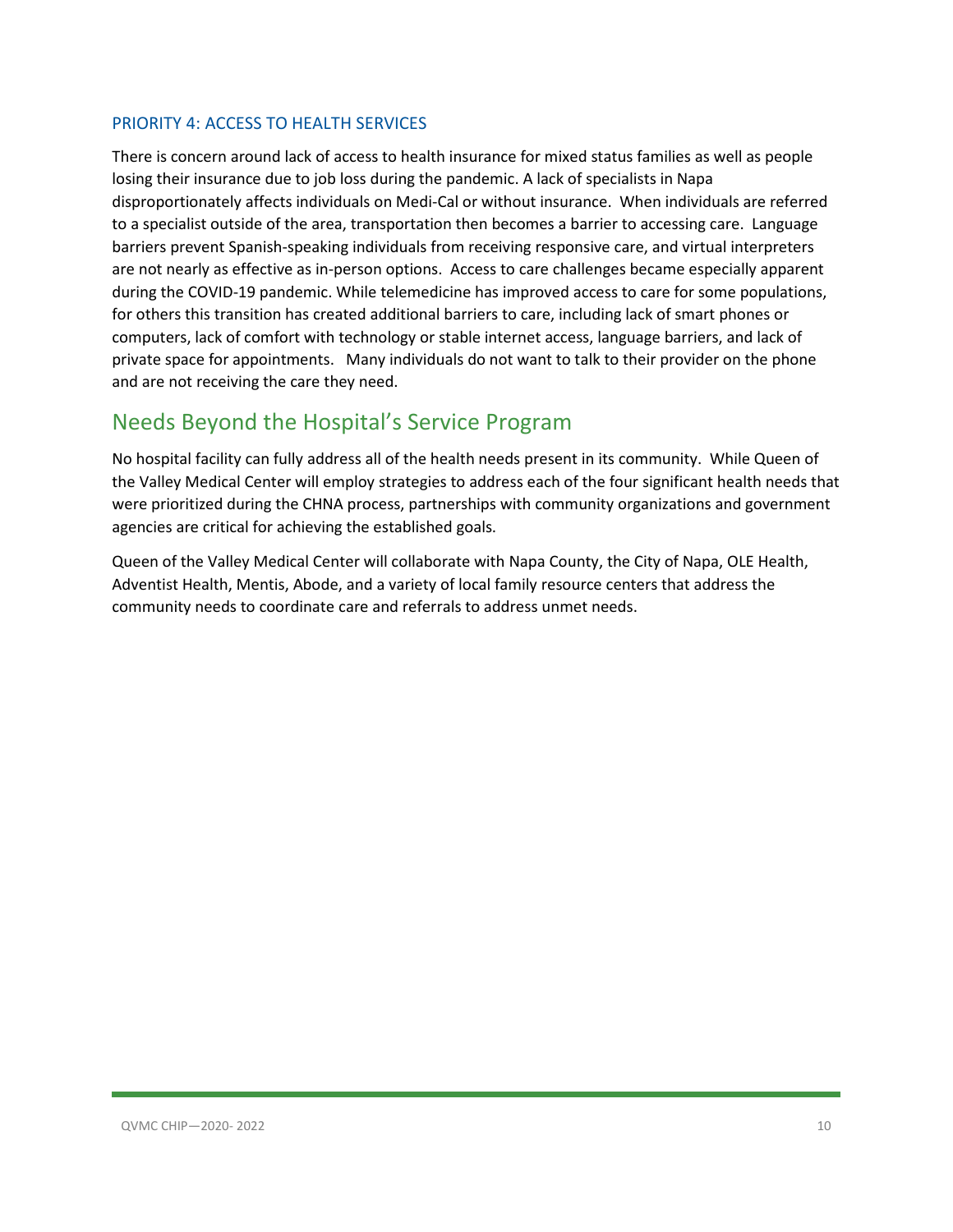### PRIORITY 4: ACCESS TO HEALTH SERVICES

There is concern around lack of access to health insurance for mixed status families as well as people losing their insurance due to job loss during the pandemic. A lack of specialists in Napa disproportionately affects individuals on Medi-Cal or without insurance. When individuals are referred to a specialist outside of the area, transportation then becomes a barrier to accessing care. Language barriers prevent Spanish-speaking individuals from receiving responsive care, and virtual interpreters are not nearly as effective as in-person options. Access to care challenges became especially apparent during the COVID-19 pandemic. While telemedicine has improved access to care for some populations, for others this transition has created additional barriers to care, including lack of smart phones or computers, lack of comfort with technology or stable internet access, language barriers, and lack of private space for appointments. Many individuals do not want to talk to their provider on the phone and are not receiving the care they need.

## Needs Beyond the Hospital's Service Program

No hospital facility can fully address all of the health needs present in its community. While Queen of the Valley Medical Center will employ strategies to address each of the four significant health needs that were prioritized during the CHNA process, partnerships with community organizations and government agencies are critical for achieving the established goals.

Queen of the Valley Medical Center will collaborate with Napa County, the City of Napa, OLE Health, Adventist Health, Mentis, Abode, and a variety of local family resource centers that address the community needs to coordinate care and referrals to address unmet needs.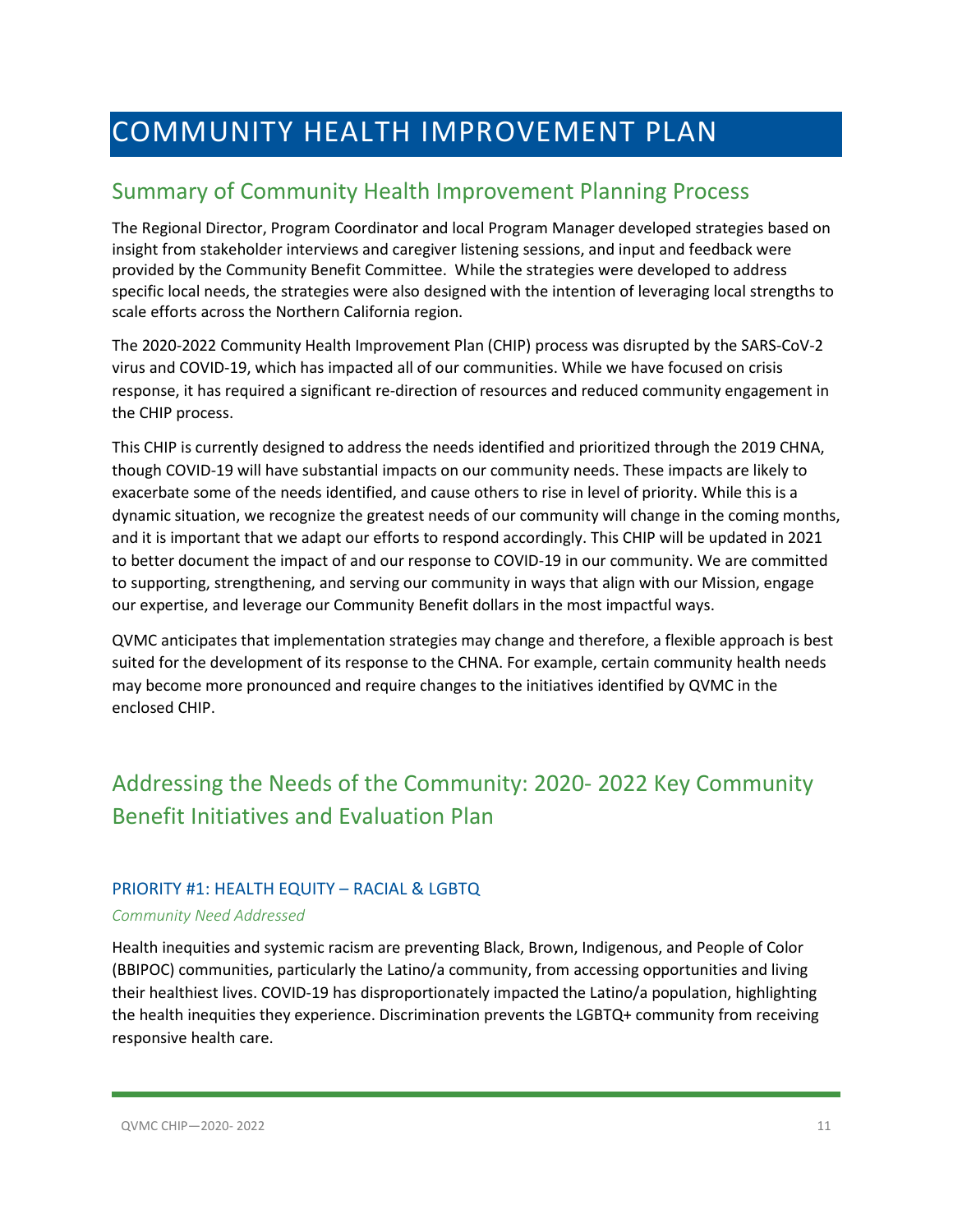# COMMUNITY HEALTH IMPROVEMENT PLAN

## Summary of Community Health Improvement Planning Process

The Regional Director, Program Coordinator and local Program Manager developed strategies based on insight from stakeholder interviews and caregiver listening sessions, and input and feedback were provided by the Community Benefit Committee. While the strategies were developed to address specific local needs, the strategies were also designed with the intention of leveraging local strengths to scale efforts across the Northern California region.

The 2020-2022 Community Health Improvement Plan (CHIP) process was disrupted by the SARS-CoV-2 virus and COVID-19, which has impacted all of our communities. While we have focused on crisis response, it has required a significant re-direction of resources and reduced community engagement in the CHIP process.

This CHIP is currently designed to address the needs identified and prioritized through the 2019 CHNA, though COVID-19 will have substantial impacts on our community needs. These impacts are likely to exacerbate some of the needs identified, and cause others to rise in level of priority. While this is a dynamic situation, we recognize the greatest needs of our community will change in the coming months, and it is important that we adapt our efforts to respond accordingly. This CHIP will be updated in 2021 to better document the impact of and our response to COVID-19 in our community. We are committed to supporting, strengthening, and serving our community in ways that align with our Mission, engage our expertise, and leverage our Community Benefit dollars in the most impactful ways.

QVMC anticipates that implementation strategies may change and therefore, a flexible approach is best suited for the development of its response to the CHNA. For example, certain community health needs may become more pronounced and require changes to the initiatives identified by QVMC in the enclosed CHIP.

## Addressing the Needs of the Community: 2020- 2022 Key Community Benefit Initiatives and Evaluation Plan

### PRIORITY #1: HEALTH EQUITY – RACIAL & LGBTQ

*Community Need Addressed*

Health inequities and systemic racism are preventing Black, Brown, Indigenous, and People of Color (BBIPOC) communities, particularly the Latino/a community, from accessing opportunities and living their healthiest lives. COVID-19 has disproportionately impacted the Latino/a population, highlighting the health inequities they experience. Discrimination prevents the LGBTQ+ community from receiving responsive health care.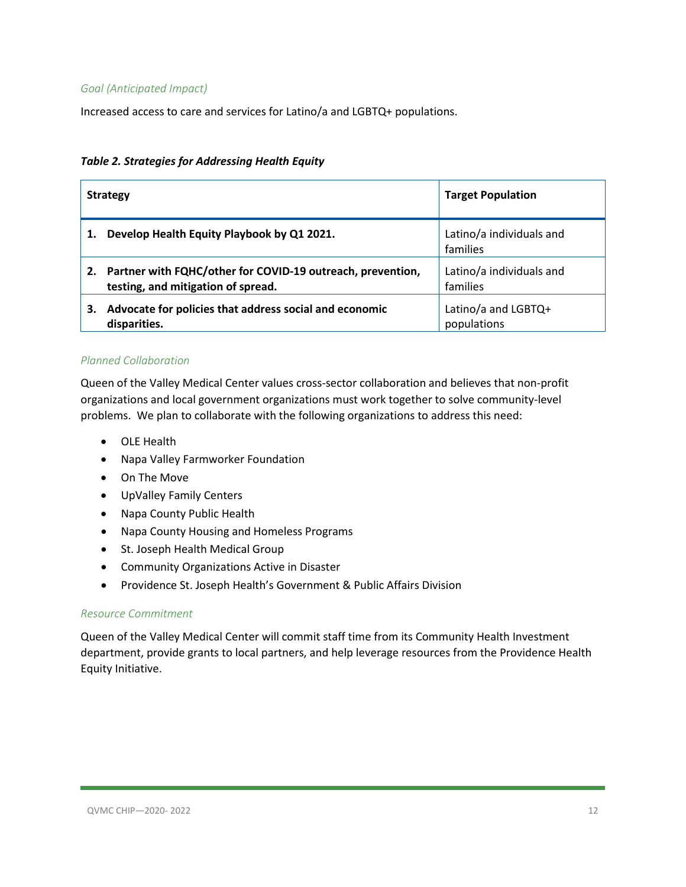*Goal (Anticipated Impact)*

Increased access to care and services for Latino/a and LGBTQ+ populations.

***Table 2. Strategies for Addressing Health Equity***

| Strategy | Target Population |
|---|---|
| **1. Develop Health Equity Playbook by Q1 2021.** | Latino/a individuals and families |
| **2. Partner with FQHC/other for COVID-19 outreach, prevention, testing, and mitigation of spread.** | Latino/a individuals and families |
| **3. Advocate for policies that address social and economic disparities.** | Latino/a and LGBTQ+ populations |

*Planned Collaboration*

Queen of the Valley Medical Center values cross-sector collaboration and believes that non-profit organizations and local government organizations must work together to solve community-level problems. We plan to collaborate with the following organizations to address this need:

- OLE Health
- Napa Valley Farmworker Foundation
- On The Move
- UpValley Family Centers
- Napa County Public Health
- Napa County Housing and Homeless Programs
- St. Joseph Health Medical Group
- Community Organizations Active in Disaster
- Providence St. Joseph Health's Government & Public Affairs Division

*Resource Commitment*

Queen of the Valley Medical Center will commit staff time from its Community Health Investment department, provide grants to local partners, and help leverage resources from the Providence Health Equity Initiative.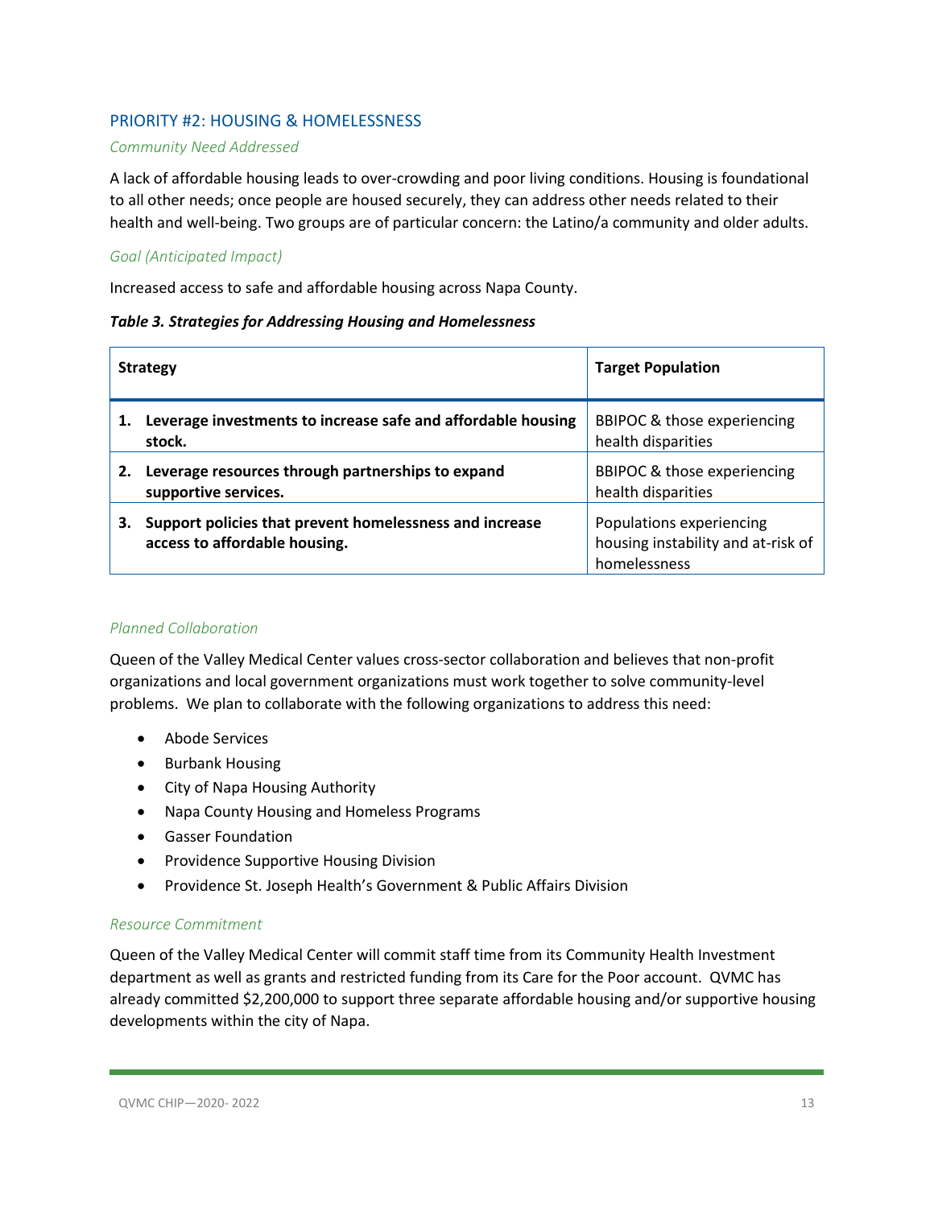## PRIORITY #2: HOUSING & HOMELESSNESS

*Community Need Addressed*

A lack of affordable housing leads to over-crowding and poor living conditions. Housing is foundational to all other needs; once people are housed securely, they can address other needs related to their health and well-being. Two groups are of particular concern: the Latino/a community and older adults.

*Goal (Anticipated Impact)*

Increased access to safe and affordable housing across Napa County.

***Table 3. Strategies for Addressing Housing and Homelessness***

| Strategy | Target Population |
|---|---|
| **1. Leverage investments to increase safe and affordable housing stock.** | BBIPOC & those experiencing health disparities |
| **2. Leverage resources through partnerships to expand supportive services.** | BBIPOC & those experiencing health disparities |
| **3. Support policies that prevent homelessness and increase access to affordable housing.** | Populations experiencing housing instability and at-risk of homelessness |

*Planned Collaboration*

Queen of the Valley Medical Center values cross-sector collaboration and believes that non-profit organizations and local government organizations must work together to solve community-level problems. We plan to collaborate with the following organizations to address this need:

- Abode Services
- Burbank Housing
- City of Napa Housing Authority
- Napa County Housing and Homeless Programs
- Gasser Foundation
- Providence Supportive Housing Division
- Providence St. Joseph Health's Government & Public Affairs Division

*Resource Commitment*

Queen of the Valley Medical Center will commit staff time from its Community Health Investment department as well as grants and restricted funding from its Care for the Poor account. QVMC has already committed $2,200,000 to support three separate affordable housing and/or supportive housing developments within the city of Napa.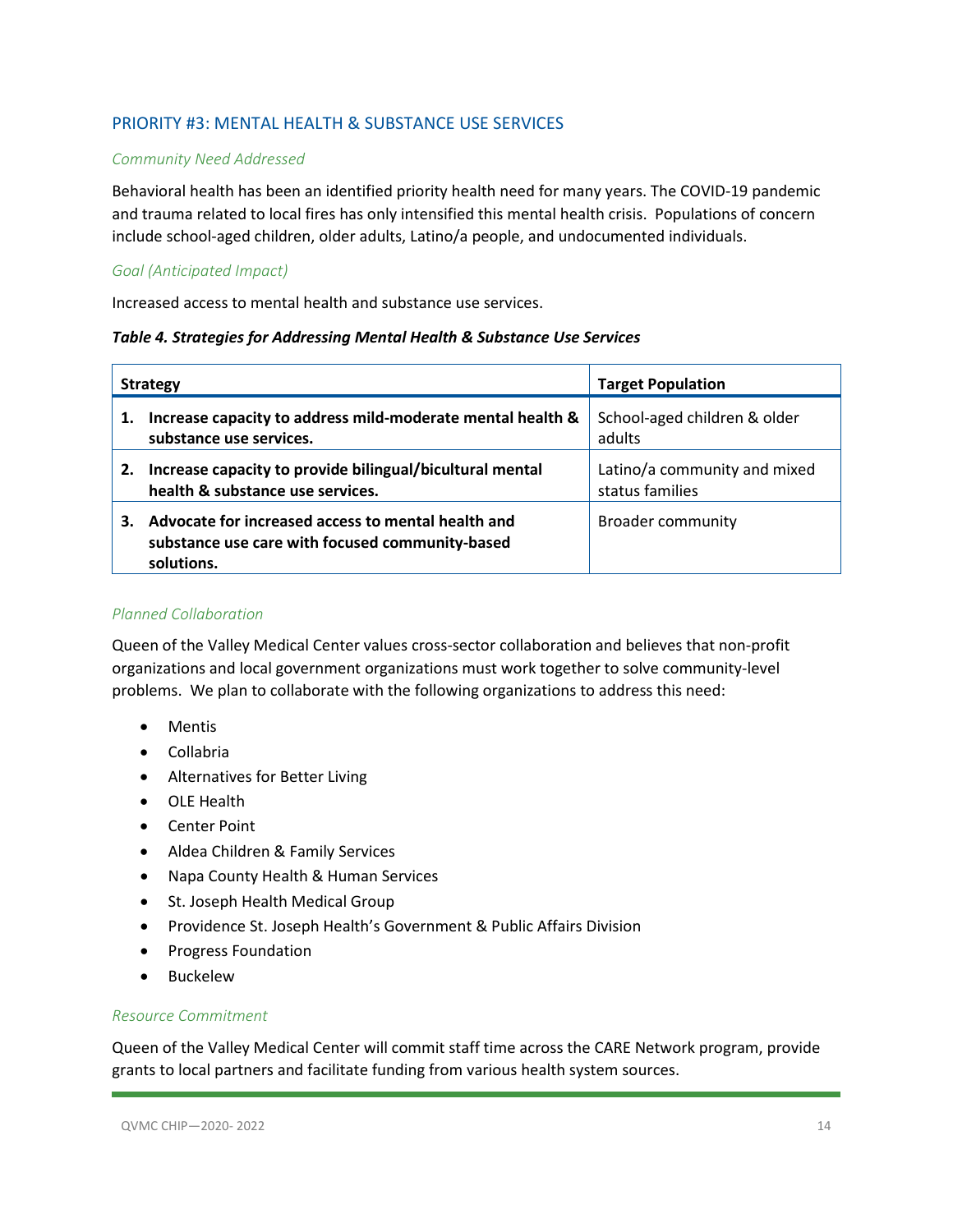## PRIORITY #3: MENTAL HEALTH & SUBSTANCE USE SERVICES

### *Community Need Addressed*

Behavioral health has been an identified priority health need for many years. The COVID-19 pandemic and trauma related to local fires has only intensified this mental health crisis. Populations of concern include school-aged children, older adults, Latino/a people, and undocumented individuals.

### *Goal (Anticipated Impact)*

Increased access to mental health and substance use services.

***Table 4. Strategies for Addressing Mental Health & Substance Use Services***

| Strategy | Target Population |
|---|---|
| **1. Increase capacity to address mild-moderate mental health & substance use services.** | School-aged children & older adults |
| **2. Increase capacity to provide bilingual/bicultural mental health & substance use services.** | Latino/a community and mixed status families |
| **3. Advocate for increased access to mental health and substance use care with focused community-based solutions.** | Broader community |

### *Planned Collaboration*

Queen of the Valley Medical Center values cross-sector collaboration and believes that non-profit organizations and local government organizations must work together to solve community-level problems. We plan to collaborate with the following organizations to address this need:

- Mentis
- Collabria
- Alternatives for Better Living
- OLE Health
- Center Point
- Aldea Children & Family Services
- Napa County Health & Human Services
- St. Joseph Health Medical Group
- Providence St. Joseph Health's Government & Public Affairs Division
- Progress Foundation
- Buckelew

### *Resource Commitment*

Queen of the Valley Medical Center will commit staff time across the CARE Network program, provide grants to local partners and facilitate funding from various health system sources.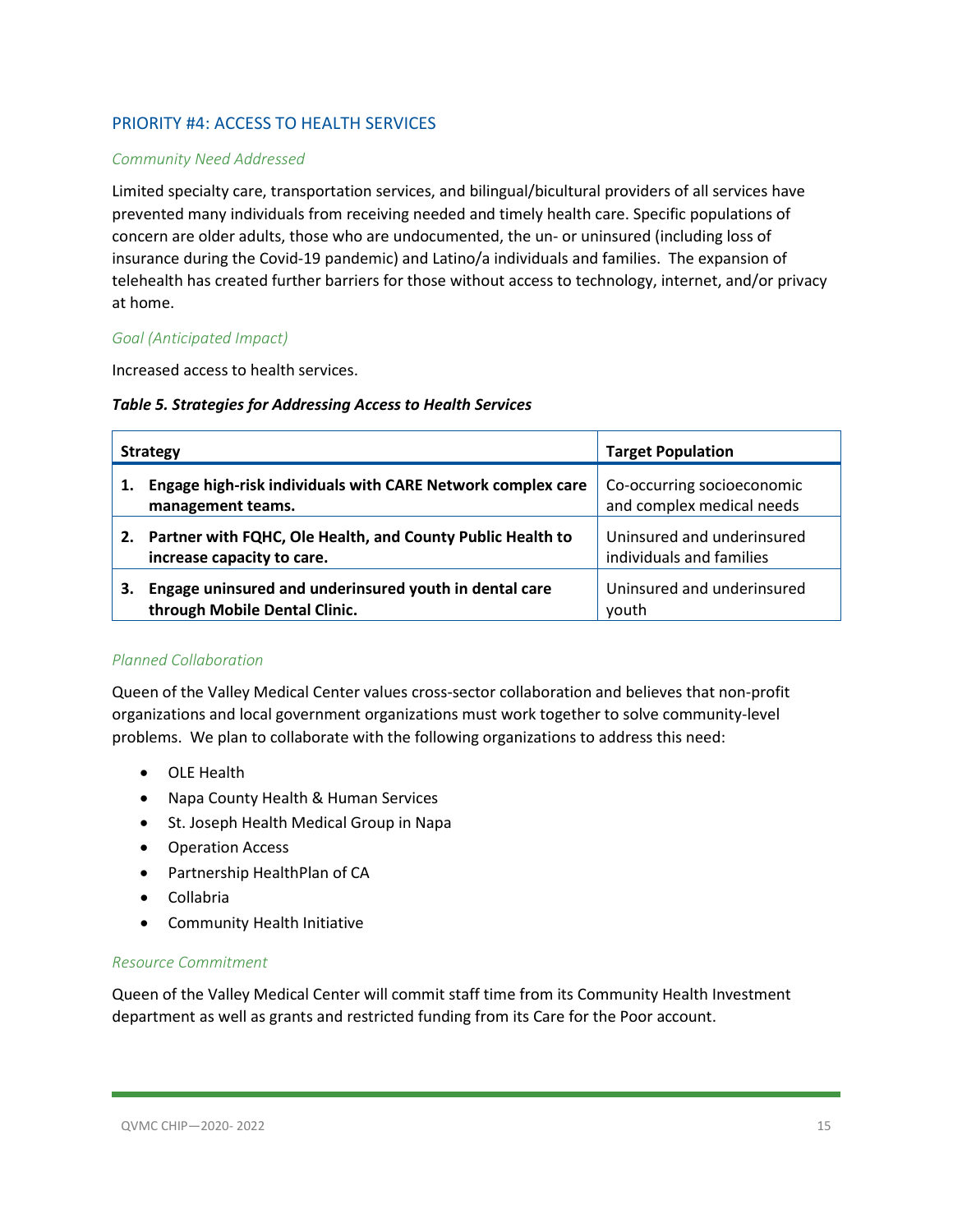## PRIORITY #4: ACCESS TO HEALTH SERVICES

### *Community Need Addressed*

Limited specialty care, transportation services, and bilingual/bicultural providers of all services have prevented many individuals from receiving needed and timely health care. Specific populations of concern are older adults, those who are undocumented, the un- or uninsured (including loss of insurance during the Covid-19 pandemic) and Latino/a individuals and families. The expansion of telehealth has created further barriers for those without access to technology, internet, and/or privacy at home.

### *Goal (Anticipated Impact)*

Increased access to health services.

***Table 5. Strategies for Addressing Access to Health Services***

| Strategy | Target Population |
|---|---|
| **1. Engage high-risk individuals with CARE Network complex care management teams.** | Co-occurring socioeconomic and complex medical needs |
| **2. Partner with FQHC, Ole Health, and County Public Health to increase capacity to care.** | Uninsured and underinsured individuals and families |
| **3. Engage uninsured and underinsured youth in dental care through Mobile Dental Clinic.** | Uninsured and underinsured youth |

### *Planned Collaboration*

Queen of the Valley Medical Center values cross-sector collaboration and believes that non-profit organizations and local government organizations must work together to solve community-level problems. We plan to collaborate with the following organizations to address this need:

- OLE Health
- Napa County Health & Human Services
- St. Joseph Health Medical Group in Napa
- Operation Access
- Partnership HealthPlan of CA
- Collabria
- Community Health Initiative

### *Resource Commitment*

Queen of the Valley Medical Center will commit staff time from its Community Health Investment department as well as grants and restricted funding from its Care for the Poor account.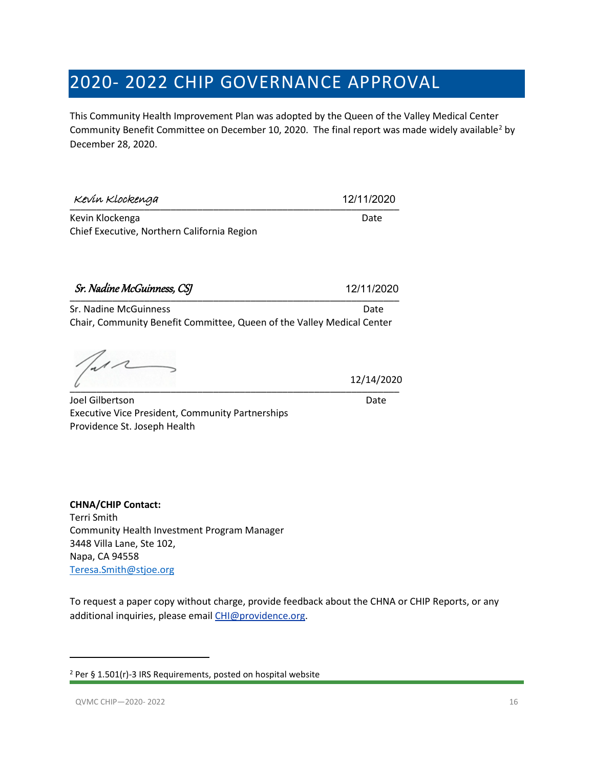# 2020- 2022 CHIP GOVERNANCE APPROVAL

This Community Health Improvement Plan was adopted by the Queen of the Valley Medical Center Community Benefit Committee on December 10, 2020. The final report was made widely available[2] by December 28, 2020.

*Kevin Klockenga* 12/11/2020

Kevin Klockenga Date
Chief Executive, Northern California Region

*Sr. Nadine McGuinness, CSJ* 12/11/2020

Sr. Nadine McGuinness Date
Chair, Community Benefit Committee, Queen of the Valley Medical Center

12/14/2020

Joel Gilbertson Date
Executive Vice President, Community Partnerships
Providence St. Joseph Health

**CHNA/CHIP Contact:**
Terri Smith
Community Health Investment Program Manager
3448 Villa Lane, Ste 102,
Napa, CA 94558
Teresa.Smith@stjoe.org

To request a paper copy without charge, provide feedback about the CHNA or CHIP Reports, or any additional inquiries, please email CHI@providence.org.

[2] Per § 1.501(r)-3 IRS Requirements, posted on hospital website